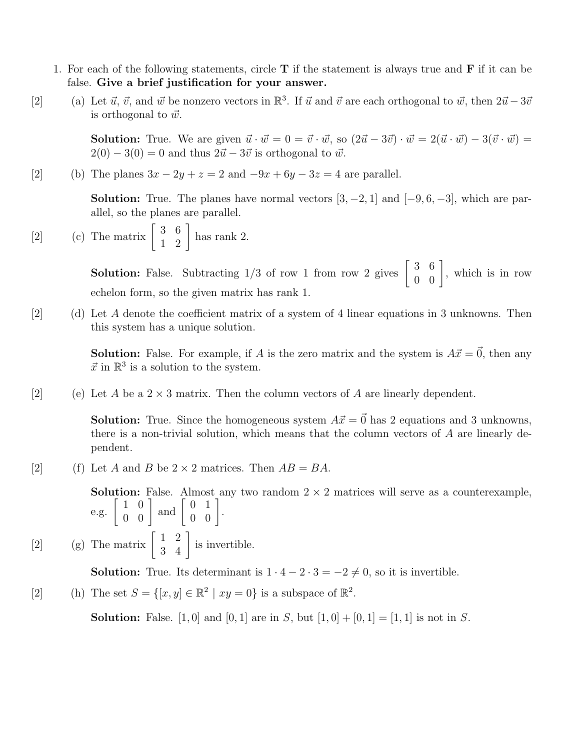1. For each of the following statements, circle **T** if the statement is always true and **F** if it can be false. **Give a brief justification for your answer.**

[2] (a) Let $\vec{u}$, $\vec{v}$, and $\vec{w}$ be nonzero vectors in $\mathbb{R}^3$. If $\vec{u}$ and $\vec{v}$ are each orthogonal to $\vec{w}$, then $2\vec{u} - 3\vec{v}$ is orthogonal to $\vec{w}$.

**Solution:** True. We are given $\vec{u} \cdot \vec{w} = 0 = \vec{v} \cdot \vec{w}$, so $(2\vec{u} - 3\vec{v}) \cdot \vec{w} = 2(\vec{u} \cdot \vec{w}) - 3(\vec{v} \cdot \vec{w}) = 2(0) - 3(0) = 0$ and thus $2\vec{u} - 3\vec{v}$ is orthogonal to $\vec{w}$.

[2] (b) The planes $3x - 2y + z = 2$ and $-9x + 6y - 3z = 4$ are parallel.

**Solution:** True. The planes have normal vectors $[3, -2, 1]$ and $[-9, 6, -3]$, which are parallel, so the planes are parallel.

[2] (c) The matrix $\begin{bmatrix} 3 & 6 \\ 1 & 2 \end{bmatrix}$ has rank 2.

**Solution:** False. Subtracting 1/3 of row 1 from row 2 gives $\begin{bmatrix} 3 & 6 \\ 0 & 0 \end{bmatrix}$, which is in row echelon form, so the given matrix has rank 1.

[2] (d) Let $A$ denote the coefficient matrix of a system of 4 linear equations in 3 unknowns. Then this system has a unique solution.

**Solution:** False. For example, if $A$ is the zero matrix and the system is $A\vec{x} = \vec{0}$, then any $\vec{x}$ in $\mathbb{R}^3$ is a solution to the system.

[2] (e) Let $A$ be a $2 \times 3$ matrix. Then the column vectors of $A$ are linearly dependent.

**Solution:** True. Since the homogeneous system $A\vec{x} = \vec{0}$ has 2 equations and 3 unknowns, there is a non-trivial solution, which means that the column vectors of $A$ are linearly dependent.

[2] (f) Let $A$ and $B$ be $2 \times 2$ matrices. Then $AB = BA$.

**Solution:** False. Almost any two random $2 \times 2$ matrices will serve as a counterexample, e.g. $\begin{bmatrix} 1 & 0 \\ 0 & 0 \end{bmatrix}$ and $\begin{bmatrix} 0 & 1 \\ 0 & 0 \end{bmatrix}$.

[2] (g) The matrix $\begin{bmatrix} 1 & 2 \\ 3 & 4 \end{bmatrix}$ is invertible.

**Solution:** True. Its determinant is $1 \cdot 4 - 2 \cdot 3 = -2 \neq 0$, so it is invertible.

[2] (h) The set $S = \{[x, y] \in \mathbb{R}^2 \mid xy = 0\}$ is a subspace of $\mathbb{R}^2$.

**Solution:** False. $[1, 0]$ and $[0, 1]$ are in $S$, but $[1, 0] + [0, 1] = [1, 1]$ is not in $S$.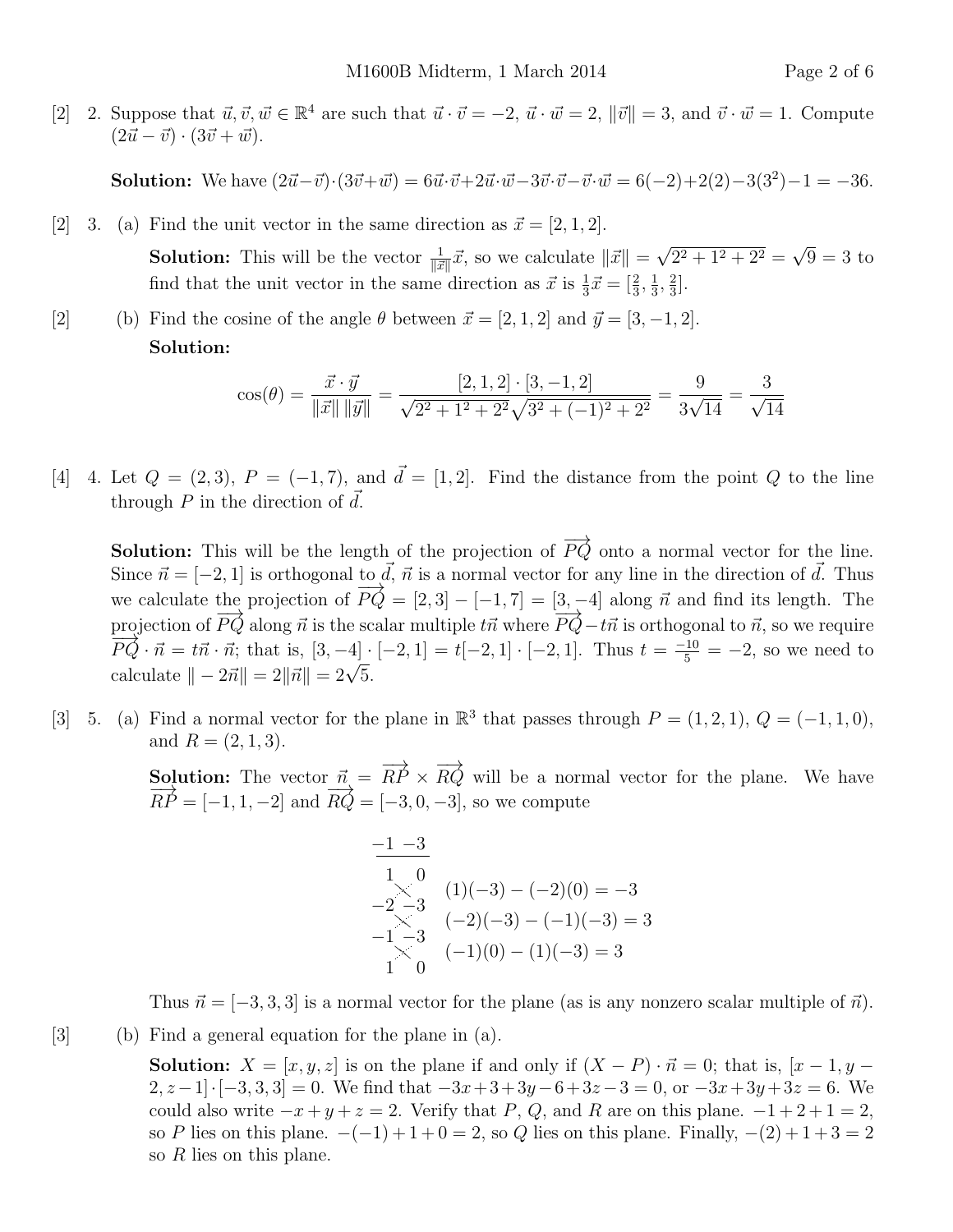[2] 2. Suppose that $\vec{u}, \vec{v}, \vec{w} \in \mathbb{R}^4$ are such that $\vec{u} \cdot \vec{v} = -2$, $\vec{u} \cdot \vec{w} = 2$, $\|\vec{v}\| = 3$, and $\vec{v} \cdot \vec{w} = 1$. Compute $(2\vec{u} - \vec{v}) \cdot (3\vec{v} + \vec{w})$.

**Solution:** We have $(2\vec{u}-\vec{v})\cdot(3\vec{v}+\vec{w}) = 6\vec{u}\cdot\vec{v}+2\vec{u}\cdot\vec{w}-3\vec{v}\cdot\vec{v}-\vec{v}\cdot\vec{w} = 6(-2)+2(2)-3(3^2)-1 = -36$.

[2] 3. (a) Find the unit vector in the same direction as $\vec{x} = [2, 1, 2]$.

**Solution:** This will be the vector $\frac{1}{\|\vec{x}\|}\vec{x}$, so we calculate $\|\vec{x}\| = \sqrt{2^2 + 1^2 + 2^2} = \sqrt{9} = 3$ to find that the unit vector in the same direction as $\vec{x}$ is $\frac{1}{3}\vec{x} = [\frac{2}{3}, \frac{1}{3}, \frac{2}{3}]$.

[2] (b) Find the cosine of the angle $\theta$ between $\vec{x} = [2, 1, 2]$ and $\vec{y} = [3, -1, 2]$.

**Solution:**

$$\cos(\theta) = \frac{\vec{x} \cdot \vec{y}}{\|\vec{x}\| \, \|\vec{y}\|} = \frac{[2, 1, 2] \cdot [3, -1, 2]}{\sqrt{2^2 + 1^2 + 2^2}\sqrt{3^2 + (-1)^2 + 2^2}} = \frac{9}{3\sqrt{14}} = \frac{3}{\sqrt{14}}$$

[4] 4. Let $Q = (2, 3)$, $P = (-1, 7)$, and $\vec{d} = [1, 2]$. Find the distance from the point $Q$ to the line through $P$ in the direction of $\vec{d}$.

**Solution:** This will be the length of the projection of $\overrightarrow{PQ}$ onto a normal vector for the line. Since $\vec{n} = [-2, 1]$ is orthogonal to $\vec{d}$, $\vec{n}$ is a normal vector for any line in the direction of $\vec{d}$. Thus we calculate the projection of $\overrightarrow{PQ} = [2, 3] - [-1, 7] = [3, -4]$ along $\vec{n}$ and find its length. The projection of $\overrightarrow{PQ}$ along $\vec{n}$ is the scalar multiple $t\vec{n}$ where $\overrightarrow{PQ} - t\vec{n}$ is orthogonal to $\vec{n}$, so we require $\overrightarrow{PQ} \cdot \vec{n} = t\vec{n} \cdot \vec{n}$; that is, $[3, -4] \cdot [-2, 1] = t[-2, 1] \cdot [-2, 1]$. Thus $t = \frac{-10}{5} = -2$, so we need to calculate $\| -2\vec{n}\| = 2\|\vec{n}\| = 2\sqrt{5}$.

[3] 5. (a) Find a normal vector for the plane in $\mathbb{R}^3$ that passes through $P = (1, 2, 1)$, $Q = (-1, 1, 0)$, and $R = (2, 1, 3)$.

**Solution:** The vector $\vec{n} = \overrightarrow{RP} \times \overrightarrow{RQ}$ will be a normal vector for the plane. We have $\overrightarrow{RP} = [-1, 1, -2]$ and $\overrightarrow{RQ} = [-3, 0, -3]$, so we compute

$$\begin{array}{cc} -1 & -3 \\ \hline 1 & 0 \\ -2 & -3 \\ -1 & -3 \\ 1 & 0 \end{array} \qquad \begin{array}{l} (1)(-3) - (-2)(0) = -3 \\ (-2)(-3) - (-1)(-3) = 3 \\ (-1)(0) - (1)(-3) = 3 \end{array}$$

Thus $\vec{n} = [-3, 3, 3]$ is a normal vector for the plane (as is any nonzero scalar multiple of $\vec{n}$).

[3] (b) Find a general equation for the plane in (a).

**Solution:** $X = [x, y, z]$ is on the plane if and only if $(X - P) \cdot \vec{n} = 0$; that is, $[x - 1, y - 2, z - 1] \cdot [-3, 3, 3] = 0$. We find that $-3x + 3 + 3y - 6 + 3z - 3 = 0$, or $-3x + 3y + 3z = 6$. We could also write $-x + y + z = 2$. Verify that $P$, $Q$, and $R$ are on this plane. $-1 + 2 + 1 = 2$, so $P$ lies on this plane. $-(-1) + 1 + 0 = 2$, so $Q$ lies on this plane. Finally, $-(2) + 1 + 3 = 2$ so $R$ lies on this plane.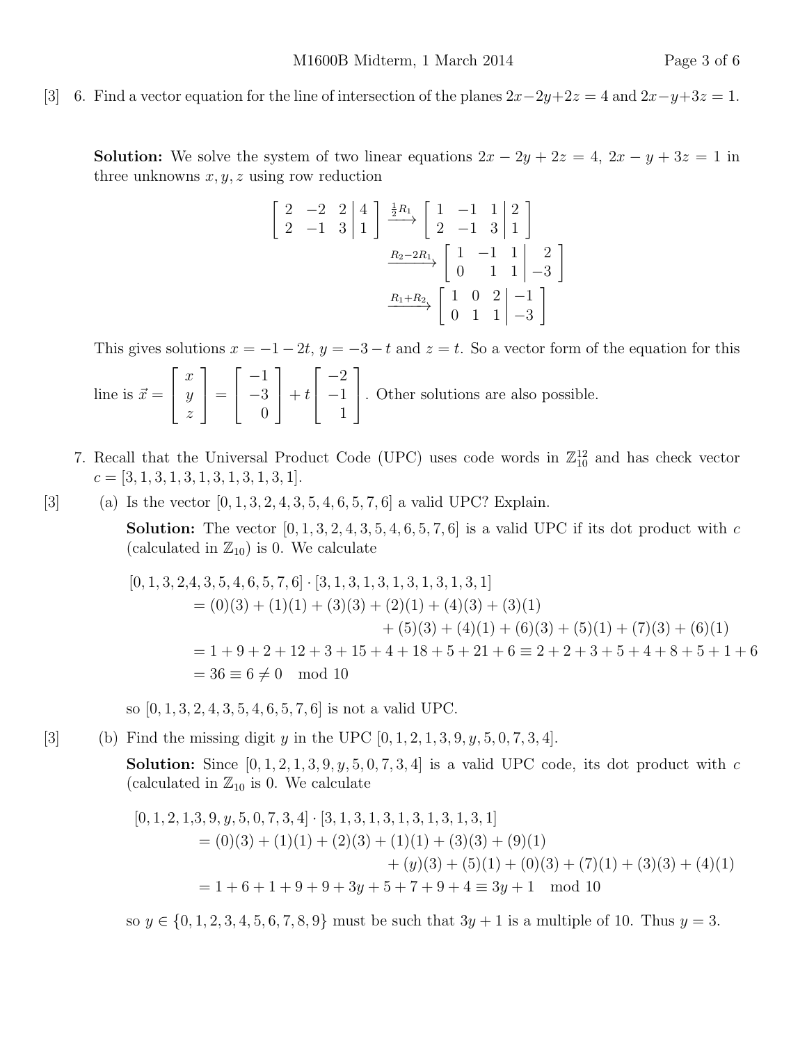[3] 6. Find a vector equation for the line of intersection of the planes $2x-2y+2z=4$ and $2x-y+3z=1$.

**Solution:** We solve the system of two linear equations $2x-2y+2z=4$, $2x-y+3z=1$ in three unknowns $x, y, z$ using row reduction

$$\left[\begin{array}{ccc|c} 2 & -2 & 2 & 4 \\ 2 & -1 & 3 & 1 \end{array}\right] \xrightarrow{\frac{1}{2}R_1} \left[\begin{array}{ccc|c} 1 & -1 & 1 & 2 \\ 2 & -1 & 3 & 1 \end{array}\right]$$

$$\xrightarrow{R_2-2R_1} \left[\begin{array}{ccc|c} 1 & -1 & 1 & 2 \\ 0 & 1 & 1 & -3 \end{array}\right]$$

$$\xrightarrow{R_1+R_2} \left[\begin{array}{ccc|c} 1 & 0 & 2 & -1 \\ 0 & 1 & 1 & -3 \end{array}\right]$$

This gives solutions $x=-1-2t$, $y=-3-t$ and $z=t$. So a vector form of the equation for this line is $\vec{x} = \begin{bmatrix} x \\ y \\ z \end{bmatrix} = \begin{bmatrix} -1 \\ -3 \\ 0 \end{bmatrix} + t \begin{bmatrix} -2 \\ -1 \\ 1 \end{bmatrix}$. Other solutions are also possible.

7. Recall that the Universal Product Code (UPC) uses code words in $\mathbb{Z}_{10}^{12}$ and has check vector $c = [3,1,3,1,3,1,3,1,3,1,3,1]$.

[3] (a) Is the vector $[0,1,3,2,4,3,5,4,6,5,7,6]$ a valid UPC? Explain.

**Solution:** The vector $[0,1,3,2,4,3,5,4,6,5,7,6]$ is a valid UPC if its dot product with $c$ (calculated in $\mathbb{Z}_{10}$) is 0. We calculate

$$\begin{aligned}
[0,1,3,2,&4,3,5,4,6,5,7,6] \cdot [3,1,3,1,3,1,3,1,3,1,3,1] \\
&= (0)(3)+(1)(1)+(3)(3)+(2)(1)+(4)(3)+(3)(1) \\
&\qquad +(5)(3)+(4)(1)+(6)(3)+(5)(1)+(7)(3)+(6)(1) \\
&= 1+9+2+12+3+15+4+18+5+21+6 \equiv 2+2+3+5+4+8+5+1+6 \\
&= 36 \equiv 6 \neq 0 \mod 10
\end{aligned}$$

so $[0,1,3,2,4,3,5,4,6,5,7,6]$ is not a valid UPC.

[3] (b) Find the missing digit $y$ in the UPC $[0,1,2,1,3,9,y,5,0,7,3,4]$.

**Solution:** Since $[0,1,2,1,3,9,y,5,0,7,3,4]$ is a valid UPC code, its dot product with $c$ (calculated in $\mathbb{Z}_{10}$ is 0. We calculate

$$\begin{aligned}
[0,1,2,1,&3,9,y,5,0,7,3,4] \cdot [3,1,3,1,3,1,3,1,3,1,3,1] \\
&= (0)(3)+(1)(1)+(2)(3)+(1)(1)+(3)(3)+(9)(1) \\
&\qquad +(y)(3)+(5)(1)+(0)(3)+(7)(1)+(3)(3)+(4)(1) \\
&= 1+6+1+9+9+3y+5+7+9+4 \equiv 3y+1 \mod 10
\end{aligned}$$

so $y \in \{0,1,2,3,4,5,6,7,8,9\}$ must be such that $3y+1$ is a multiple of 10. Thus $y=3$.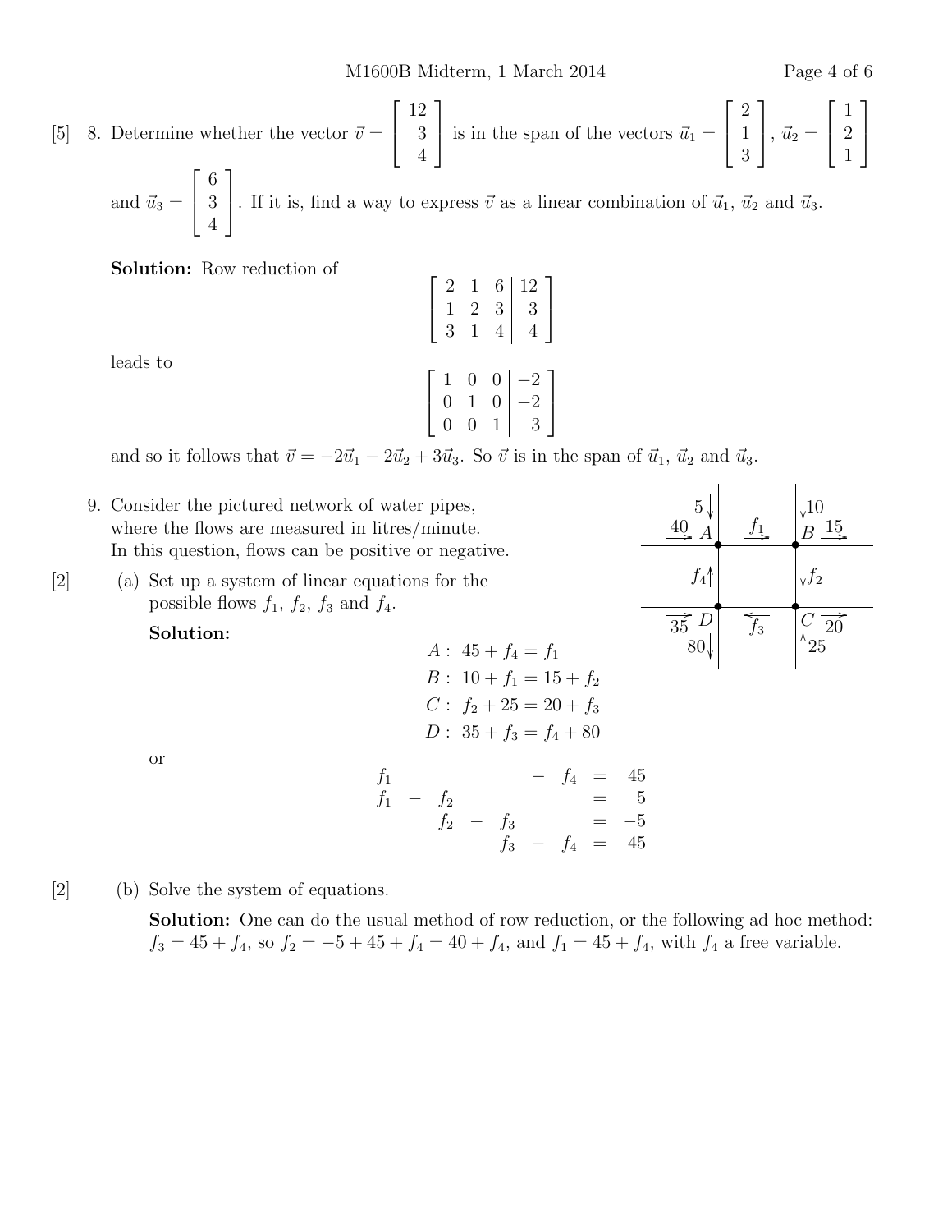[5] 8. Determine whether the vector $\vec{v} = \begin{bmatrix} 12 \\ 3 \\ 4 \end{bmatrix}$ is in the span of the vectors $\vec{u}_1 = \begin{bmatrix} 2 \\ 1 \\ 3 \end{bmatrix}$, $\vec{u}_2 = \begin{bmatrix} 1 \\ 2 \\ 1 \end{bmatrix}$ and $\vec{u}_3 = \begin{bmatrix} 6 \\ 3 \\ 4 \end{bmatrix}$. If it is, find a way to express $\vec{v}$ as a linear combination of $\vec{u}_1$, $\vec{u}_2$ and $\vec{u}_3$.

**Solution:** Row reduction of

$$\left[\begin{array}{ccc|c} 2 & 1 & 6 & 12 \\ 1 & 2 & 3 & 3 \\ 3 & 1 & 4 & 4 \end{array}\right]$$

leads to

$$\left[\begin{array}{ccc|c} 1 & 0 & 0 & -2 \\ 0 & 1 & 0 & -2 \\ 0 & 0 & 1 & 3 \end{array}\right]$$

and so it follows that $\vec{v} = -2\vec{u}_1 - 2\vec{u}_2 + 3\vec{u}_3$. So $\vec{v}$ is in the span of $\vec{u}_1$, $\vec{u}_2$ and $\vec{u}_3$.

9. Consider the pictured network of water pipes, where the flows are measured in litres/minute. In this question, flows can be positive or negative.

(Diagram: nodes $A$, $B$, $C$, $D$. At $A$: 40 in from left, 5 in from above, $f_1$ out to $B$, $f_4$ in from $D$. At $B$: 10 in from above, 15 out to right, $f_2$ down to $C$. At $C$: 25 in from below, 20 out to right, $f_3$ out to $D$. At $D$: 35 in from left, 80 out below, $f_4$ up to $A$.)

[2] (a) Set up a system of linear equations for the possible flows $f_1$, $f_2$, $f_3$ and $f_4$.

**Solution:**

$$\begin{aligned} A &: \ 45 + f_4 = f_1 \\ B &: \ 10 + f_1 = 15 + f_2 \\ C &: \ f_2 + 25 = 20 + f_3 \\ D &: \ 35 + f_3 = f_4 + 80 \end{aligned}$$

or

$$\begin{array}{ccccccccc} f_1 & & & & & - & f_4 & = & 45 \\ f_1 & - & f_2 & & & & & = & 5 \\ & & f_2 & - & f_3 & & & = & -5 \\ & & & & f_3 & - & f_4 & = & 45 \end{array}$$

[2] (b) Solve the system of equations.

**Solution:** One can do the usual method of row reduction, or the following ad hoc method: $f_3 = 45 + f_4$, so $f_2 = -5 + 45 + f_4 = 40 + f_4$, and $f_1 = 45 + f_4$, with $f_4$ a free variable.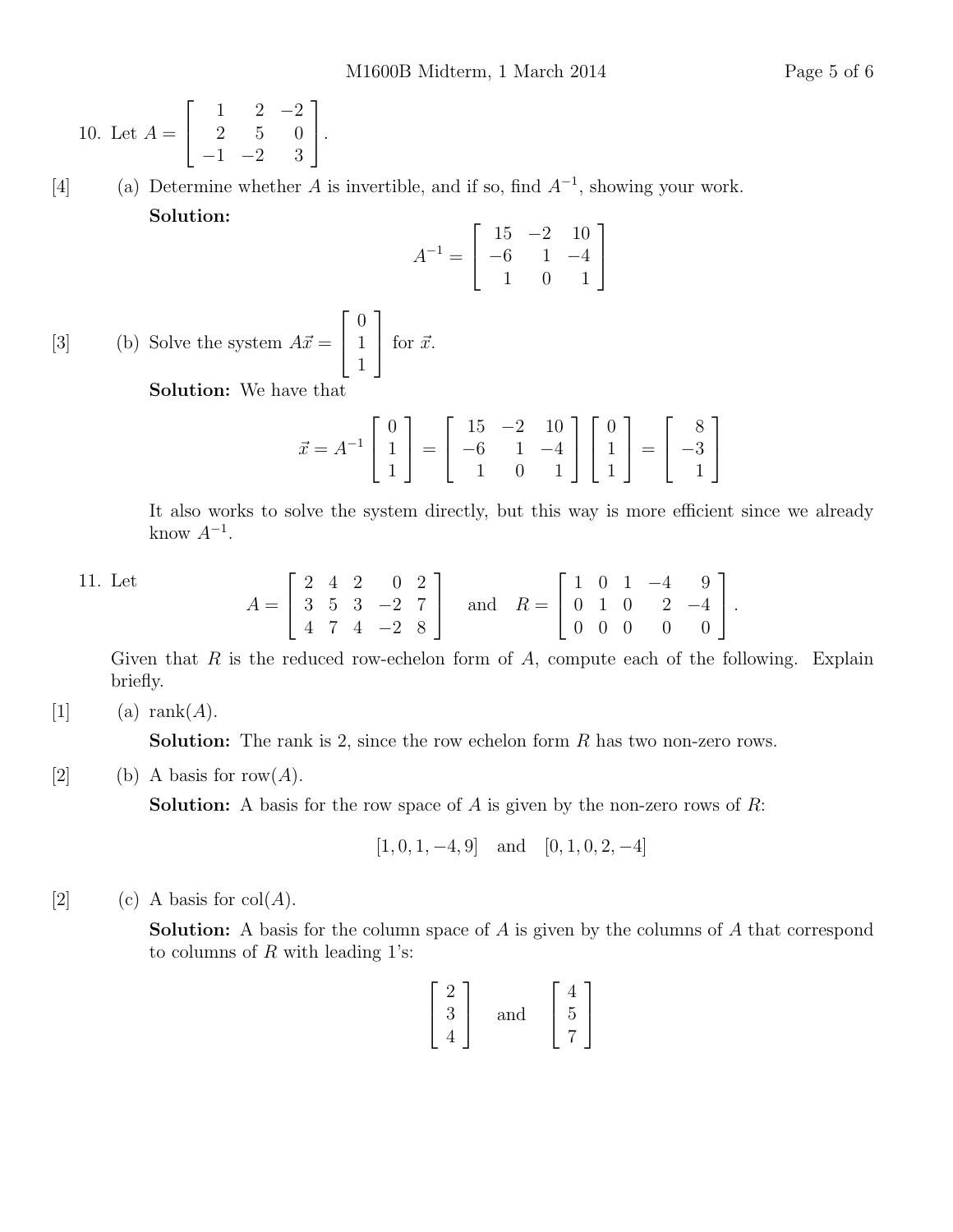10. Let $A = \begin{bmatrix} 1 & 2 & -2 \\ 2 & 5 & 0 \\ -1 & -2 & 3 \end{bmatrix}$.

[4] (a) Determine whether $A$ is invertible, and if so, find $A^{-1}$, showing your work.

**Solution:**

$$A^{-1} = \begin{bmatrix} 15 & -2 & 10 \\ -6 & 1 & -4 \\ 1 & 0 & 1 \end{bmatrix}$$

[3] (b) Solve the system $A\vec{x} = \begin{bmatrix} 0 \\ 1 \\ 1 \end{bmatrix}$ for $\vec{x}$.

**Solution:** We have that

$$\vec{x} = A^{-1} \begin{bmatrix} 0 \\ 1 \\ 1 \end{bmatrix} = \begin{bmatrix} 15 & -2 & 10 \\ -6 & 1 & -4 \\ 1 & 0 & 1 \end{bmatrix} \begin{bmatrix} 0 \\ 1 \\ 1 \end{bmatrix} = \begin{bmatrix} 8 \\ -3 \\ 1 \end{bmatrix}$$

It also works to solve the system directly, but this way is more efficient since we already know $A^{-1}$.

11. Let

$$A = \begin{bmatrix} 2 & 4 & 2 & 0 & 2 \\ 3 & 5 & 3 & -2 & 7 \\ 4 & 7 & 4 & -2 & 8 \end{bmatrix} \quad \text{and} \quad R = \begin{bmatrix} 1 & 0 & 1 & -4 & 9 \\ 0 & 1 & 0 & 2 & -4 \\ 0 & 0 & 0 & 0 & 0 \end{bmatrix}.$$

Given that $R$ is the reduced row-echelon form of $A$, compute each of the following. Explain briefly.

[1] (a) rank($A$).

**Solution:** The rank is 2, since the row echelon form $R$ has two non-zero rows.

[2] (b) A basis for row($A$).

**Solution:** A basis for the row space of $A$ is given by the non-zero rows of $R$:

$$[1, 0, 1, -4, 9] \quad \text{and} \quad [0, 1, 0, 2, -4]$$

[2] (c) A basis for col($A$).

**Solution:** A basis for the column space of $A$ is given by the columns of $A$ that correspond to columns of $R$ with leading 1's:

$$\begin{bmatrix} 2 \\ 3 \\ 4 \end{bmatrix} \quad \text{and} \quad \begin{bmatrix} 4 \\ 5 \\ 7 \end{bmatrix}$$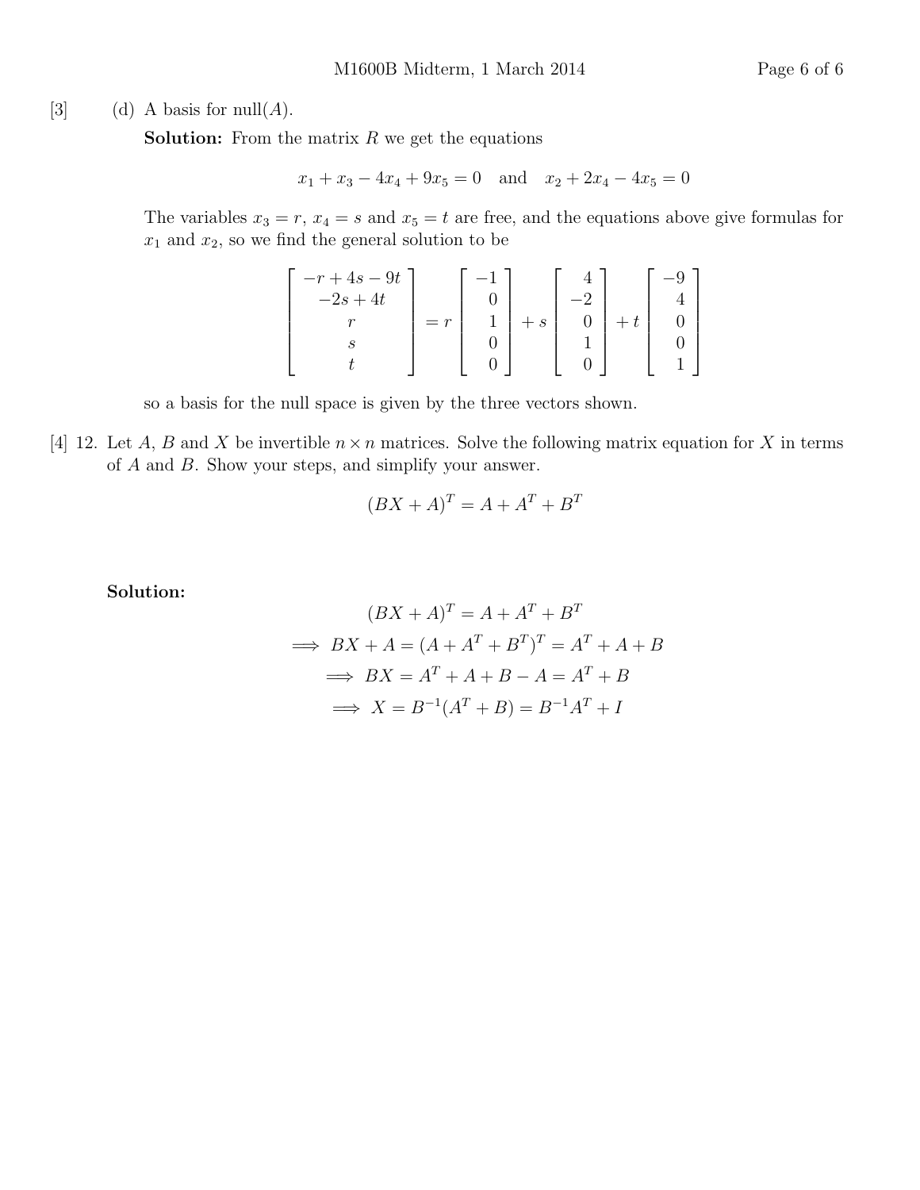[3] (d) A basis for null($A$).

**Solution:** From the matrix $R$ we get the equations

$$x_1 + x_3 - 4x_4 + 9x_5 = 0 \quad \text{and} \quad x_2 + 2x_4 - 4x_5 = 0$$

The variables $x_3 = r$, $x_4 = s$ and $x_5 = t$ are free, and the equations above give formulas for $x_1$ and $x_2$, so we find the general solution to be

$$\begin{bmatrix} -r + 4s - 9t \\ -2s + 4t \\ r \\ s \\ t \end{bmatrix} = r \begin{bmatrix} -1 \\ 0 \\ 1 \\ 0 \\ 0 \end{bmatrix} + s \begin{bmatrix} 4 \\ -2 \\ 0 \\ 1 \\ 0 \end{bmatrix} + t \begin{bmatrix} -9 \\ 4 \\ 0 \\ 0 \\ 1 \end{bmatrix}$$

so a basis for the null space is given by the three vectors shown.

[4] 12. Let $A$, $B$ and $X$ be invertible $n \times n$ matrices. Solve the following matrix equation for $X$ in terms of $A$ and $B$. Show your steps, and simplify your answer.

$$(BX + A)^T = A + A^T + B^T$$

**Solution:**

$$\begin{aligned}
(BX + A)^T &= A + A^T + B^T \\
\implies BX + A &= (A + A^T + B^T)^T = A^T + A + B \\
\implies BX &= A^T + A + B - A = A^T + B \\
\implies X &= B^{-1}(A^T + B) = B^{-1}A^T + I
\end{aligned}$$